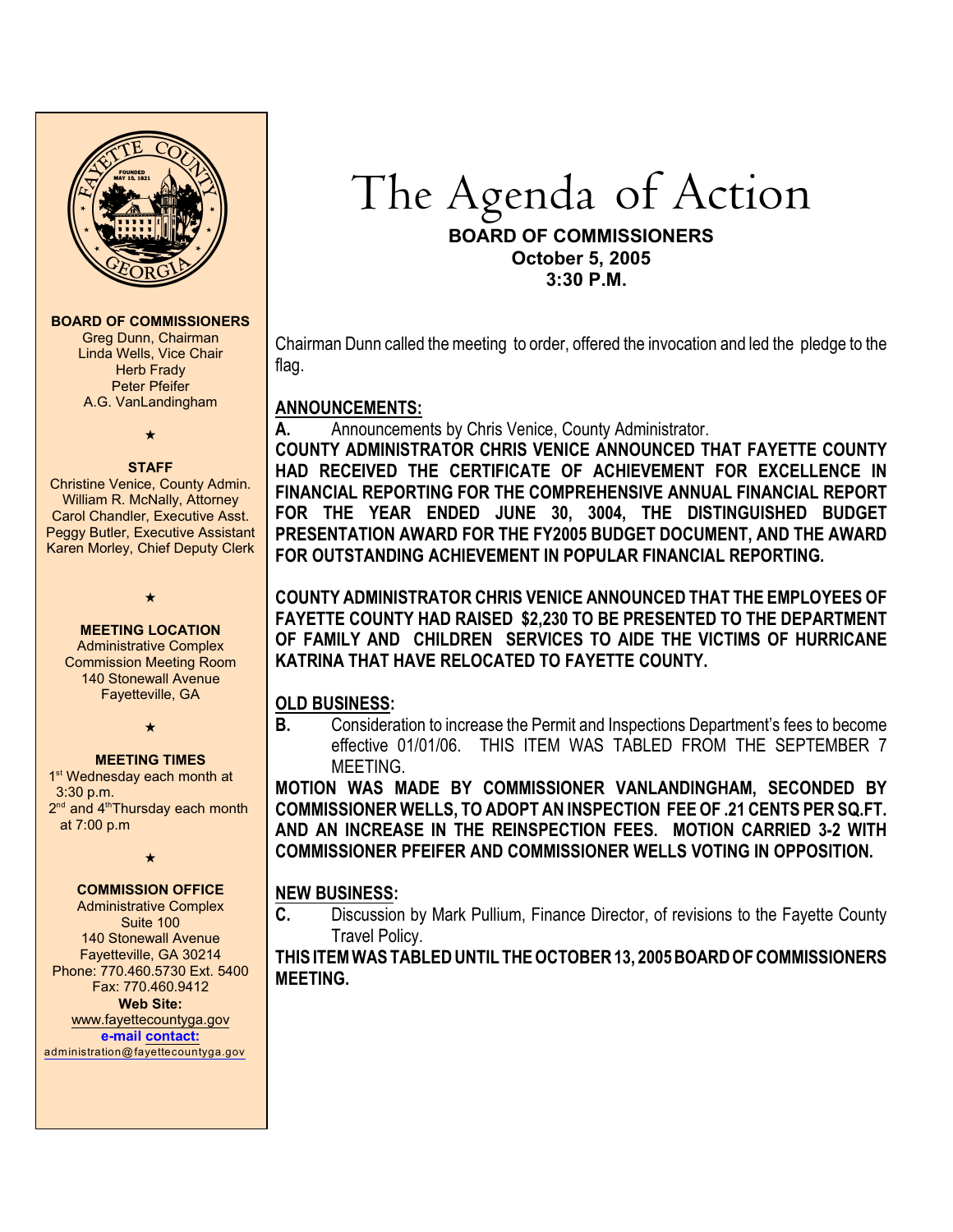# The Agenda of Action

**BOARD OF COMMISSIONERS**
**October 5, 2005**
**3:30 P.M.**

**BOARD OF COMMISSIONERS**
Greg Dunn, Chairman
Linda Wells, Vice Chair
Herb Frady
Peter Pfeifer
A.G. VanLandingham

★

**STAFF**
Christine Venice, County Admin.
William R. McNally, Attorney
Carol Chandler, Executive Asst.
Peggy Butler, Executive Assistant
Karen Morley, Chief Deputy Clerk

★

**MEETING LOCATION**
Administrative Complex
Commission Meeting Room
140 Stonewall Avenue
Fayetteville, GA

★

**MEETING TIMES**
1st Wednesday each month at 3:30 p.m.
2nd and 4th Thursday each month at 7:00 p.m

★

**COMMISSION OFFICE**
Administrative Complex
Suite 100
140 Stonewall Avenue
Fayetteville, GA 30214
Phone: 770.460.5730 Ext. 5400
Fax: 770.460.9412
**Web Site:**
www.fayettecountyga.gov
**e-mail contact:**
administration@fayettecountyga.gov

Chairman Dunn called the meeting to order, offered the invocation and led the pledge to the flag.

## ANNOUNCEMENTS:

**A.** Announcements by Chris Venice, County Administrator.

**COUNTY ADMINISTRATOR CHRIS VENICE ANNOUNCED THAT FAYETTE COUNTY HAD RECEIVED THE CERTIFICATE OF ACHIEVEMENT FOR EXCELLENCE IN FINANCIAL REPORTING FOR THE COMPREHENSIVE ANNUAL FINANCIAL REPORT FOR THE YEAR ENDED JUNE 30, 3004, THE DISTINGUISHED BUDGET PRESENTATION AWARD FOR THE FY2005 BUDGET DOCUMENT, AND THE AWARD FOR OUTSTANDING ACHIEVEMENT IN POPULAR FINANCIAL REPORTING.**

**COUNTY ADMINISTRATOR CHRIS VENICE ANNOUNCED THAT THE EMPLOYEES OF FAYETTE COUNTY HAD RAISED $2,230 TO BE PRESENTED TO THE DEPARTMENT OF FAMILY AND CHILDREN SERVICES TO AIDE THE VICTIMS OF HURRICANE KATRINA THAT HAVE RELOCATED TO FAYETTE COUNTY.**

## OLD BUSINESS:

**B.** Consideration to increase the Permit and Inspections Department's fees to become effective 01/01/06. THIS ITEM WAS TABLED FROM THE SEPTEMBER 7 MEETING.

**MOTION WAS MADE BY COMMISSIONER VANLANDINGHAM, SECONDED BY COMMISSIONER WELLS, TO ADOPT AN INSPECTION FEE OF .21 CENTS PER SQ.FT. AND AN INCREASE IN THE REINSPECTION FEES. MOTION CARRIED 3-2 WITH COMMISSIONER PFEIFER AND COMMISSIONER WELLS VOTING IN OPPOSITION.**

## NEW BUSINESS:

**C.** Discussion by Mark Pullium, Finance Director, of revisions to the Fayette County Travel Policy.

**THIS ITEM WAS TABLED UNTIL THE OCTOBER 13, 2005 BOARD OF COMMISSIONERS MEETING.**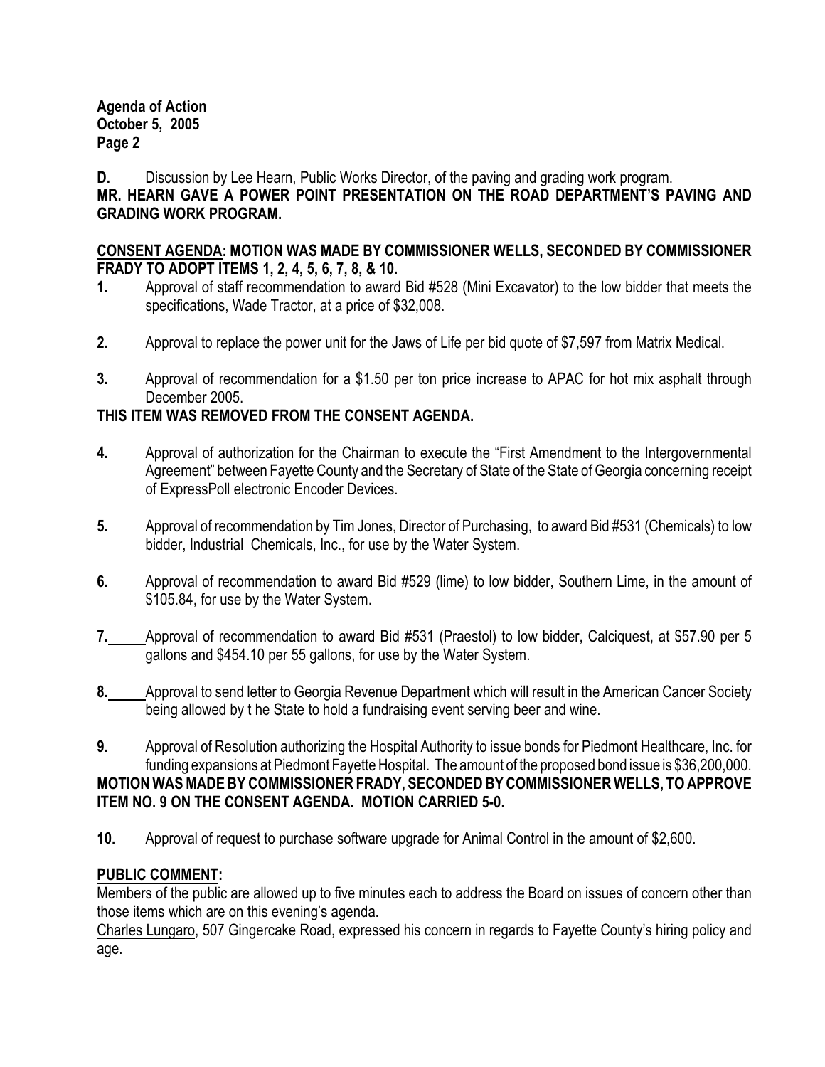**D.** Discussion by Lee Hearn, Public Works Director, of the paving and grading work program.

**MR. HEARN GAVE A POWER POINT PRESENTATION ON THE ROAD DEPARTMENT'S PAVING AND GRADING WORK PROGRAM.**

**CONSENT AGENDA: MOTION WAS MADE BY COMMISSIONER WELLS, SECONDED BY COMMISSIONER FRADY TO ADOPT ITEMS 1, 2, 4, 5, 6, 7, 8, & 10.**

**1.** Approval of staff recommendation to award Bid #528 (Mini Excavator) to the low bidder that meets the specifications, Wade Tractor, at a price of $32,008.

**2.** Approval to replace the power unit for the Jaws of Life per bid quote of $7,597 from Matrix Medical.

**3.** Approval of recommendation for a $1.50 per ton price increase to APAC for hot mix asphalt through December 2005.

**THIS ITEM WAS REMOVED FROM THE CONSENT AGENDA.**

**4.** Approval of authorization for the Chairman to execute the "First Amendment to the Intergovernmental Agreement" between Fayette County and the Secretary of State of the State of Georgia concerning receipt of ExpressPoll electronic Encoder Devices.

**5.** Approval of recommendation by Tim Jones, Director of Purchasing, to award Bid #531 (Chemicals) to low bidder, Industrial Chemicals, Inc., for use by the Water System.

**6.** Approval of recommendation to award Bid #529 (lime) to low bidder, Southern Lime, in the amount of $105.84, for use by the Water System.

**7.** Approval of recommendation to award Bid #531 (Praestol) to low bidder, Calciquest, at $57.90 per 5 gallons and $454.10 per 55 gallons, for use by the Water System.

**8.** Approval to send letter to Georgia Revenue Department which will result in the American Cancer Society being allowed by t he State to hold a fundraising event serving beer and wine.

**9.** Approval of Resolution authorizing the Hospital Authority to issue bonds for Piedmont Healthcare, Inc. for funding expansions at Piedmont Fayette Hospital. The amount of the proposed bond issue is $36,200,000.

**MOTION WAS MADE BY COMMISSIONER FRADY, SECONDED BY COMMISSIONER WELLS, TO APPROVE ITEM NO. 9 ON THE CONSENT AGENDA. MOTION CARRIED 5-0.**

**10.** Approval of request to purchase software upgrade for Animal Control in the amount of $2,600.

**PUBLIC COMMENT:**

Members of the public are allowed up to five minutes each to address the Board on issues of concern other than those items which are on this evening's agenda.

Charles Lungaro, 507 Gingercake Road, expressed his concern in regards to Fayette County's hiring policy and age.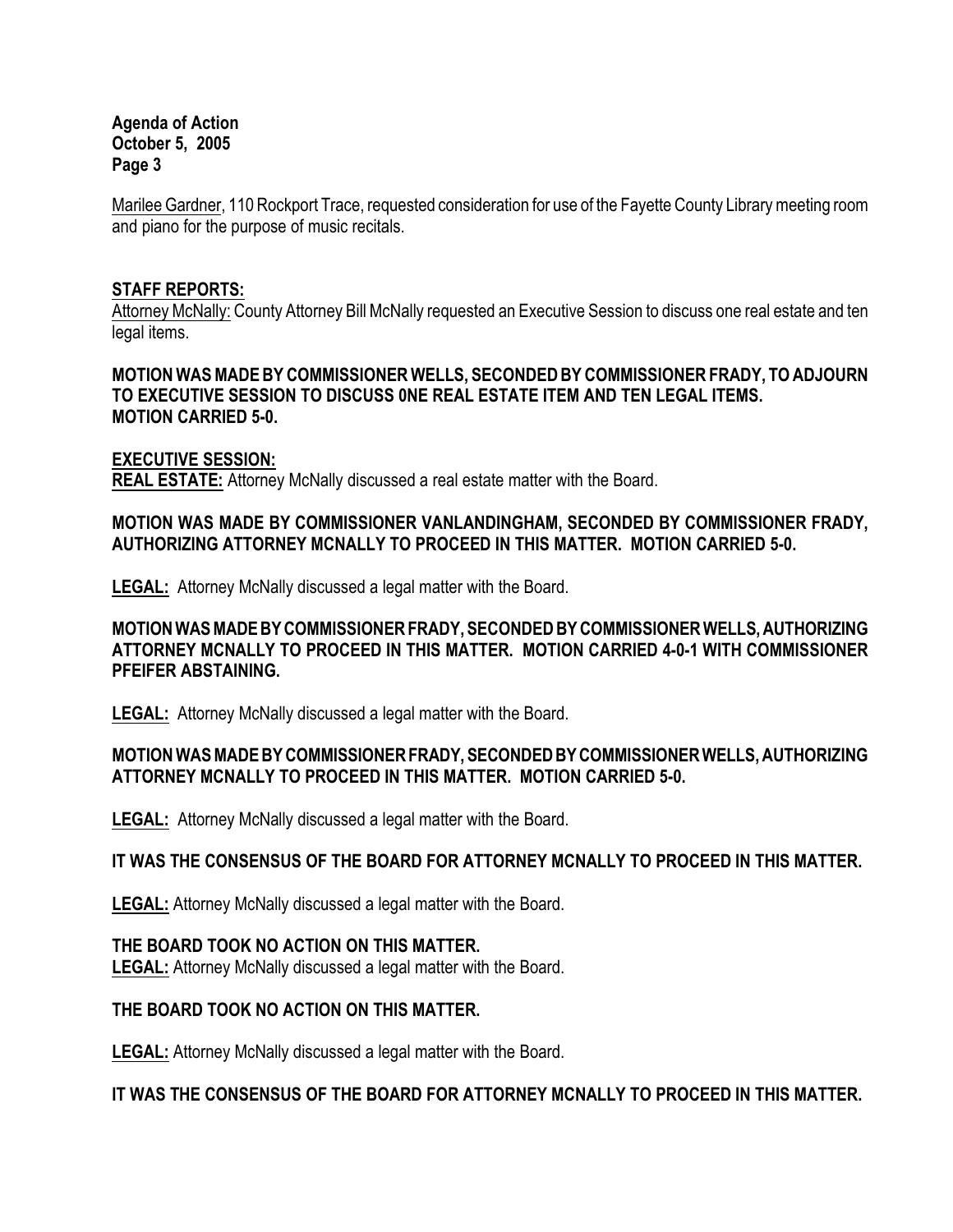Marilee Gardner, 110 Rockport Trace, requested consideration for use of the Fayette County Library meeting room and piano for the purpose of music recitals.

**STAFF REPORTS:**

Attorney McNally: County Attorney Bill McNally requested an Executive Session to discuss one real estate and ten legal items.

**MOTION WAS MADE BY COMMISSIONER WELLS, SECONDED BY COMMISSIONER FRADY, TO ADJOURN TO EXECUTIVE SESSION TO DISCUSS 0NE REAL ESTATE ITEM AND TEN LEGAL ITEMS. MOTION CARRIED 5-0.**

**EXECUTIVE SESSION:**

**REAL ESTATE:** Attorney McNally discussed a real estate matter with the Board.

**MOTION WAS MADE BY COMMISSIONER VANLANDINGHAM, SECONDED BY COMMISSIONER FRADY, AUTHORIZING ATTORNEY MCNALLY TO PROCEED IN THIS MATTER. MOTION CARRIED 5-0.**

**LEGAL:** Attorney McNally discussed a legal matter with the Board.

**MOTION WAS MADE BY COMMISSIONER FRADY, SECONDED BY COMMISSIONER WELLS, AUTHORIZING ATTORNEY MCNALLY TO PROCEED IN THIS MATTER. MOTION CARRIED 4-0-1 WITH COMMISSIONER PFEIFER ABSTAINING.**

**LEGAL:** Attorney McNally discussed a legal matter with the Board.

**MOTION WAS MADE BY COMMISSIONER FRADY, SECONDED BY COMMISSIONER WELLS, AUTHORIZING ATTORNEY MCNALLY TO PROCEED IN THIS MATTER. MOTION CARRIED 5-0.**

**LEGAL:** Attorney McNally discussed a legal matter with the Board.

**IT WAS THE CONSENSUS OF THE BOARD FOR ATTORNEY MCNALLY TO PROCEED IN THIS MATTER.**

**LEGAL:** Attorney McNally discussed a legal matter with the Board.

**THE BOARD TOOK NO ACTION ON THIS MATTER.**

**LEGAL:** Attorney McNally discussed a legal matter with the Board.

**THE BOARD TOOK NO ACTION ON THIS MATTER.**

**LEGAL:** Attorney McNally discussed a legal matter with the Board.

**IT WAS THE CONSENSUS OF THE BOARD FOR ATTORNEY MCNALLY TO PROCEED IN THIS MATTER.**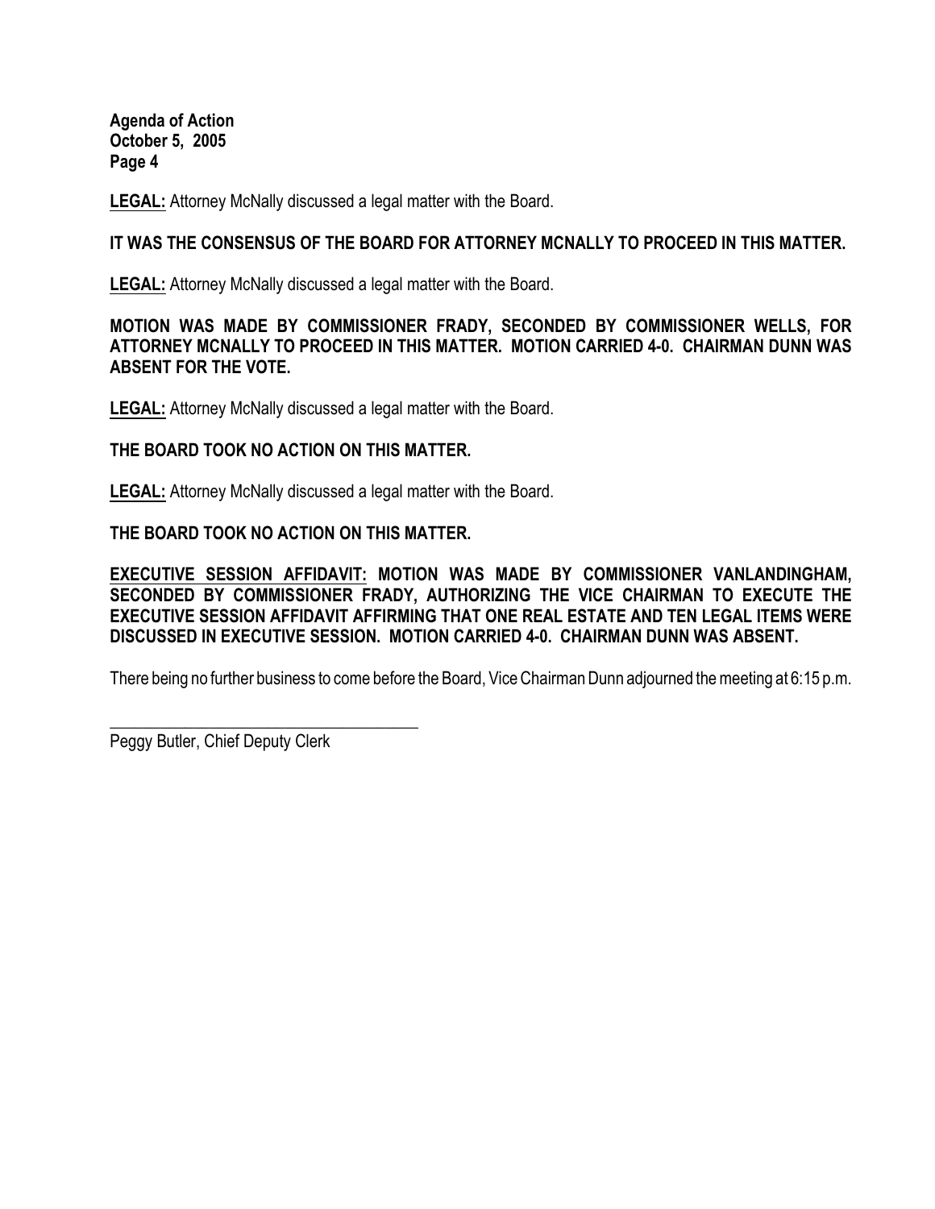**LEGAL:** Attorney McNally discussed a legal matter with the Board.

**IT WAS THE CONSENSUS OF THE BOARD FOR ATTORNEY MCNALLY TO PROCEED IN THIS MATTER.**

**LEGAL:** Attorney McNally discussed a legal matter with the Board.

**MOTION WAS MADE BY COMMISSIONER FRADY, SECONDED BY COMMISSIONER WELLS, FOR ATTORNEY MCNALLY TO PROCEED IN THIS MATTER. MOTION CARRIED 4-0. CHAIRMAN DUNN WAS ABSENT FOR THE VOTE.**

**LEGAL:** Attorney McNally discussed a legal matter with the Board.

**THE BOARD TOOK NO ACTION ON THIS MATTER.**

**LEGAL:** Attorney McNally discussed a legal matter with the Board.

**THE BOARD TOOK NO ACTION ON THIS MATTER.**

**EXECUTIVE SESSION AFFIDAVIT: MOTION WAS MADE BY COMMISSIONER VANLANDINGHAM, SECONDED BY COMMISSIONER FRADY, AUTHORIZING THE VICE CHAIRMAN TO EXECUTE THE EXECUTIVE SESSION AFFIDAVIT AFFIRMING THAT ONE REAL ESTATE AND TEN LEGAL ITEMS WERE DISCUSSED IN EXECUTIVE SESSION. MOTION CARRIED 4-0. CHAIRMAN DUNN WAS ABSENT.**

There being no further business to come before the Board, Vice Chairman Dunn adjourned the meeting at 6:15 p.m.

\_\_\_\_\_\_\_\_\_\_\_\_\_\_\_\_\_\_\_\_\_\_\_\_\_\_\_\_\_\_\_\_\_\_\_\_

Peggy Butler, Chief Deputy Clerk